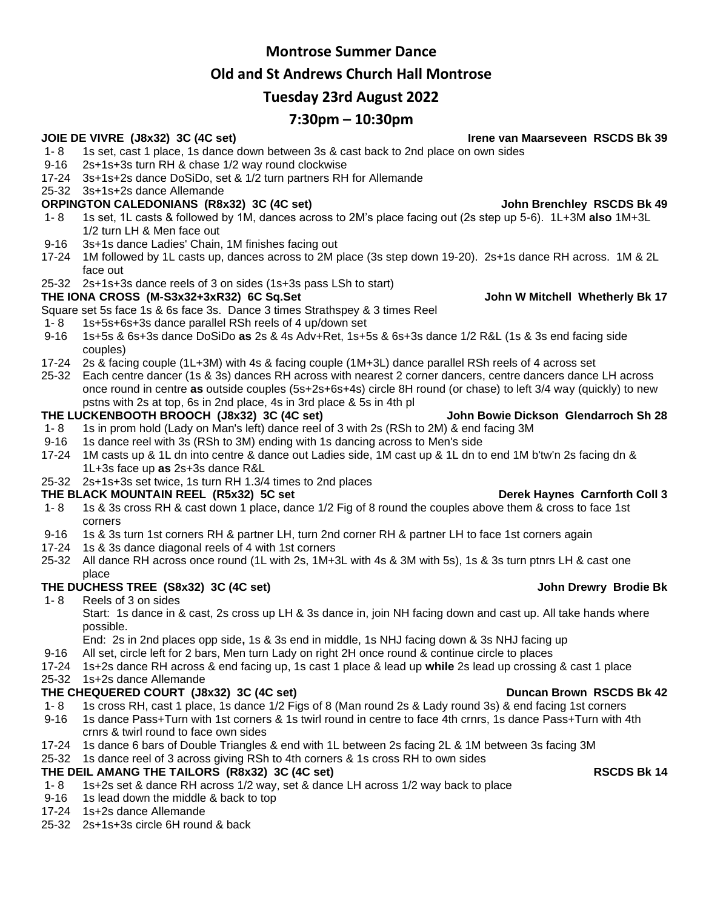# Montrose Summer Dance

## Old and St Andrews Church Hall Montrose

## Tuesday 23rd August 2022

## 7:30pm – 10:30pm

**JOIE DE VIVRE (J8x32) 3C (4C set)** **Irene van Maarseveen RSCDS Bk 39**

1- 8 1s set, cast 1 place, 1s dance down between 3s & cast back to 2nd place on own sides
9-16 2s+1s+3s turn RH & chase 1/2 way round clockwise
17-24 3s+1s+2s dance DoSiDo, set & 1/2 turn partners RH for Allemande
25-32 3s+1s+2s dance Allemande

**ORPINGTON CALEDONIANS (R8x32) 3C (4C set)** **John Brenchley RSCDS Bk 49**

1- 8 1s set, 1L casts & followed by 1M, dances across to 2M's place facing out (2s step up 5-6). 1L+3M **also** 1M+3L 1/2 turn LH & Men face out
9-16 3s+1s dance Ladies' Chain, 1M finishes facing out
17-24 1M followed by 1L casts up, dances across to 2M place (3s step down 19-20). 2s+1s dance RH across. 1M & 2L face out
25-32 2s+1s+3s dance reels of 3 on sides (1s+3s pass LSh to start)

**THE IONA CROSS (M-S3x32+3xR32) 6C Sq.Set** **John W Mitchell Whetherly Bk 17**

Square set 5s face 1s & 6s face 3s. Dance 3 times Strathspey & 3 times Reel
1- 8 1s+5s+6s+3s dance parallel RSh reels of 4 up/down set
9-16 1s+5s & 6s+3s dance DoSiDo **as** 2s & 4s Adv+Ret, 1s+5s & 6s+3s dance 1/2 R&L (1s & 3s end facing side couples)
17-24 2s & facing couple (1L+3M) with 4s & facing couple (1M+3L) dance parallel RSh reels of 4 across set
25-32 Each centre dancer (1s & 3s) dances RH across with nearest 2 corner dancers, centre dancers dance LH across once round in centre **as** outside couples (5s+2s+6s+4s) circle 8H round (or chase) to left 3/4 way (quickly) to new pstns with 2s at top, 6s in 2nd place, 4s in 3rd place & 5s in 4th pl

**THE LUCKENBOOTH BROOCH (J8x32) 3C (4C set)** **John Bowie Dickson Glendarroch Sh 28**

1- 8 1s in prom hold (Lady on Man's left) dance reel of 3 with 2s (RSh to 2M) & end facing 3M
9-16 1s dance reel with 3s (RSh to 3M) ending with 1s dancing across to Men's side
17-24 1M casts up & 1L dn into centre & dance out Ladies side, 1M cast up & 1L dn to end 1M b'tw'n 2s facing dn & 1L+3s face up **as** 2s+3s dance R&L
25-32 2s+1s+3s set twice, 1s turn RH 1.3/4 times to 2nd places

**THE BLACK MOUNTAIN REEL (R5x32) 5C set** **Derek Haynes Carnforth Coll 3**

1- 8 1s & 3s cross RH & cast down 1 place, dance 1/2 Fig of 8 round the couples above them & cross to face 1st corners
9-16 1s & 3s turn 1st corners RH & partner LH, turn 2nd corner RH & partner LH to face 1st corners again
17-24 1s & 3s dance diagonal reels of 4 with 1st corners
25-32 All dance RH across once round (1L with 2s, 1M+3L with 4s & 3M with 5s), 1s & 3s turn ptnrs LH & cast one place

**THE DUCHESS TREE (S8x32) 3C (4C set)** **John Drewry Brodie Bk**

1- 8 Reels of 3 on sides
Start: 1s dance in & cast, 2s cross up LH & 3s dance in, join NH facing down and cast up. All take hands where possible.
End: 2s in 2nd places opp side**,** 1s & 3s end in middle, 1s NHJ facing down & 3s NHJ facing up
9-16 All set, circle left for 2 bars, Men turn Lady on right 2H once round & continue circle to places
17-24 1s+2s dance RH across & end facing up, 1s cast 1 place & lead up **while** 2s lead up crossing & cast 1 place
25-32 1s+2s dance Allemande

**THE CHEQUERED COURT (J8x32) 3C (4C set)** **Duncan Brown RSCDS Bk 42**

1- 8 1s cross RH, cast 1 place, 1s dance 1/2 Figs of 8 (Man round 2s & Lady round 3s) & end facing 1st corners
9-16 1s dance Pass+Turn with 1st corners & 1s twirl round in centre to face 4th crnrs, 1s dance Pass+Turn with 4th crnrs & twirl round to face own sides
17-24 1s dance 6 bars of Double Triangles & end with 1L between 2s facing 2L & 1M between 3s facing 3M
25-32 1s dance reel of 3 across giving RSh to 4th corners & 1s cross RH to own sides

**THE DEIL AMANG THE TAILORS (R8x32) 3C (4C set)** **RSCDS Bk 14**

1- 8 1s+2s set & dance RH across 1/2 way, set & dance LH across 1/2 way back to place
9-16 1s lead down the middle & back to top
17-24 1s+2s dance Allemande
25-32 2s+1s+3s circle 6H round & back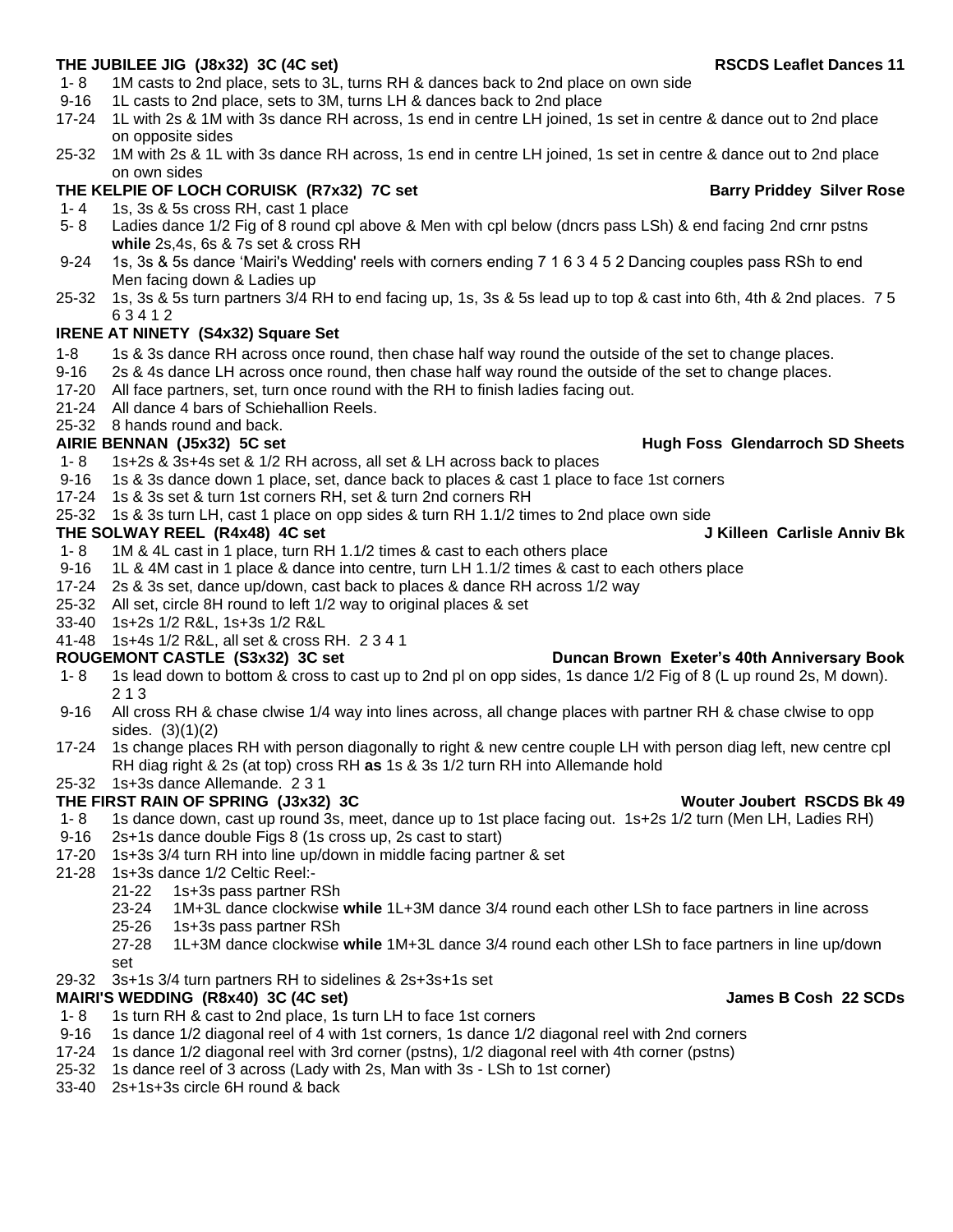**THE JUBILEE JIG (J8x32) 3C (4C set)** **RSCDS Leaflet Dances 11**

1- 8 1M casts to 2nd place, sets to 3L, turns RH & dances back to 2nd place on own side
9-16 1L casts to 2nd place, sets to 3M, turns LH & dances back to 2nd place
17-24 1L with 2s & 1M with 3s dance RH across, 1s end in centre LH joined, 1s set in centre & dance out to 2nd place on opposite sides
25-32 1M with 2s & 1L with 3s dance RH across, 1s end in centre LH joined, 1s set in centre & dance out to 2nd place on own sides

**THE KELPIE OF LOCH CORUISK (R7x32) 7C set** **Barry Priddey Silver Rose**

1- 4 1s, 3s & 5s cross RH, cast 1 place
5- 8 Ladies dance 1/2 Fig of 8 round cpl above & Men with cpl below (dncrs pass LSh) & end facing 2nd crnr pstns **while** 2s,4s, 6s & 7s set & cross RH
9-24 1s, 3s & 5s dance 'Mairi's Wedding' reels with corners ending 7 1 6 3 4 5 2 Dancing couples pass RSh to end Men facing down & Ladies up
25-32 1s, 3s & 5s turn partners 3/4 RH to end facing up, 1s, 3s & 5s lead up to top & cast into 6th, 4th & 2nd places. 7 5 6 3 4 1 2

**IRENE AT NINETY (S4x32) Square Set**

1-8 1s & 3s dance RH across once round, then chase half way round the outside of the set to change places.
9-16 2s & 4s dance LH across once round, then chase half way round the outside of the set to change places.
17-20 All face partners, set, turn once round with the RH to finish ladies facing out.
21-24 All dance 4 bars of Schiehallion Reels.
25-32 8 hands round and back.

**AIRIE BENNAN (J5x32) 5C set** **Hugh Foss Glendarroch SD Sheets**

1- 8 1s+2s & 3s+4s set & 1/2 RH across, all set & LH across back to places
9-16 1s & 3s dance down 1 place, set, dance back to places & cast 1 place to face 1st corners
17-24 1s & 3s set & turn 1st corners RH, set & turn 2nd corners RH
25-32 1s & 3s turn LH, cast 1 place on opp sides & turn RH 1.1/2 times to 2nd place own side

**THE SOLWAY REEL (R4x48) 4C set** **J Killeen Carlisle Anniv Bk**

1- 8 1M & 4L cast in 1 place, turn RH 1.1/2 times & cast to each others place
9-16 1L & 4M cast in 1 place & dance into centre, turn LH 1.1/2 times & cast to each others place
17-24 2s & 3s set, dance up/down, cast back to places & dance RH across 1/2 way
25-32 All set, circle 8H round to left 1/2 way to original places & set
33-40 1s+2s 1/2 R&L, 1s+3s 1/2 R&L
41-48 1s+4s 1/2 R&L, all set & cross RH. 2 3 4 1

**ROUGEMONT CASTLE (S3x32) 3C set** **Duncan Brown Exeter's 40th Anniversary Book**

1- 8 1s lead down to bottom & cross to cast up to 2nd pl on opp sides, 1s dance 1/2 Fig of 8 (L up round 2s, M down). 2 1 3
9-16 All cross RH & chase clwise 1/4 way into lines across, all change places with partner RH & chase clwise to opp sides. (3)(1)(2)
17-24 1s change places RH with person diagonally to right & new centre couple LH with person diag left, new centre cpl RH diag right & 2s (at top) cross RH **as** 1s & 3s 1/2 turn RH into Allemande hold
25-32 1s+3s dance Allemande. 2 3 1

**THE FIRST RAIN OF SPRING (J3x32) 3C** **Wouter Joubert RSCDS Bk 49**

1- 8 1s dance down, cast up round 3s, meet, dance up to 1st place facing out. 1s+2s 1/2 turn (Men LH, Ladies RH)
9-16 2s+1s dance double Figs 8 (1s cross up, 2s cast to start)
17-20 1s+3s 3/4 turn RH into line up/down in middle facing partner & set
21-28 1s+3s dance 1/2 Celtic Reel:-
 21-22 1s+3s pass partner RSh
 23-24 1M+3L dance clockwise **while** 1L+3M dance 3/4 round each other LSh to face partners in line across
 25-26 1s+3s pass partner RSh
 27-28 1L+3M dance clockwise **while** 1M+3L dance 3/4 round each other LSh to face partners in line up/down set
29-32 3s+1s 3/4 turn partners RH to sidelines & 2s+3s+1s set

**MAIRI'S WEDDING (R8x40) 3C (4C set)** **James B Cosh 22 SCDs**

1- 8 1s turn RH & cast to 2nd place, 1s turn LH to face 1st corners
9-16 1s dance 1/2 diagonal reel of 4 with 1st corners, 1s dance 1/2 diagonal reel with 2nd corners
17-24 1s dance 1/2 diagonal reel with 3rd corner (pstns), 1/2 diagonal reel with 4th corner (pstns)
25-32 1s dance reel of 3 across (Lady with 2s, Man with 3s - LSh to 1st corner)
33-40 2s+1s+3s circle 6H round & back